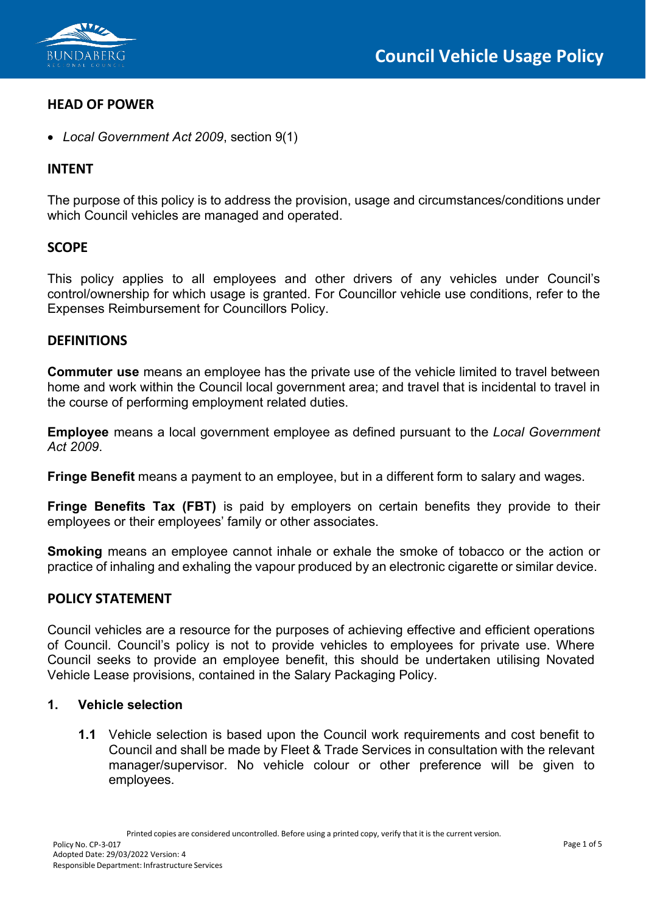# Council Vehicle Usage Policy

## HEAD OF POWER

- *Local Government Act 2009*, section 9(1)

## INTENT

The purpose of this policy is to address the provision, usage and circumstances/conditions under which Council vehicles are managed and operated.

## SCOPE

This policy applies to all employees and other drivers of any vehicles under Council's control/ownership for which usage is granted. For Councillor vehicle use conditions, refer to the Expenses Reimbursement for Councillors Policy.

## DEFINITIONS

**Commuter use** means an employee has the private use of the vehicle limited to travel between home and work within the Council local government area; and travel that is incidental to travel in the course of performing employment related duties.

**Employee** means a local government employee as defined pursuant to the *Local Government Act 2009*.

**Fringe Benefit** means a payment to an employee, but in a different form to salary and wages.

**Fringe Benefits Tax (FBT)** is paid by employers on certain benefits they provide to their employees or their employees' family or other associates.

**Smoking** means an employee cannot inhale or exhale the smoke of tobacco or the action or practice of inhaling and exhaling the vapour produced by an electronic cigarette or similar device.

## POLICY STATEMENT

Council vehicles are a resource for the purposes of achieving effective and efficient operations of Council. Council's policy is not to provide vehicles to employees for private use. Where Council seeks to provide an employee benefit, this should be undertaken utilising Novated Vehicle Lease provisions, contained in the Salary Packaging Policy.

### 1. Vehicle selection

**1.1** Vehicle selection is based upon the Council work requirements and cost benefit to Council and shall be made by Fleet & Trade Services in consultation with the relevant manager/supervisor. No vehicle colour or other preference will be given to employees.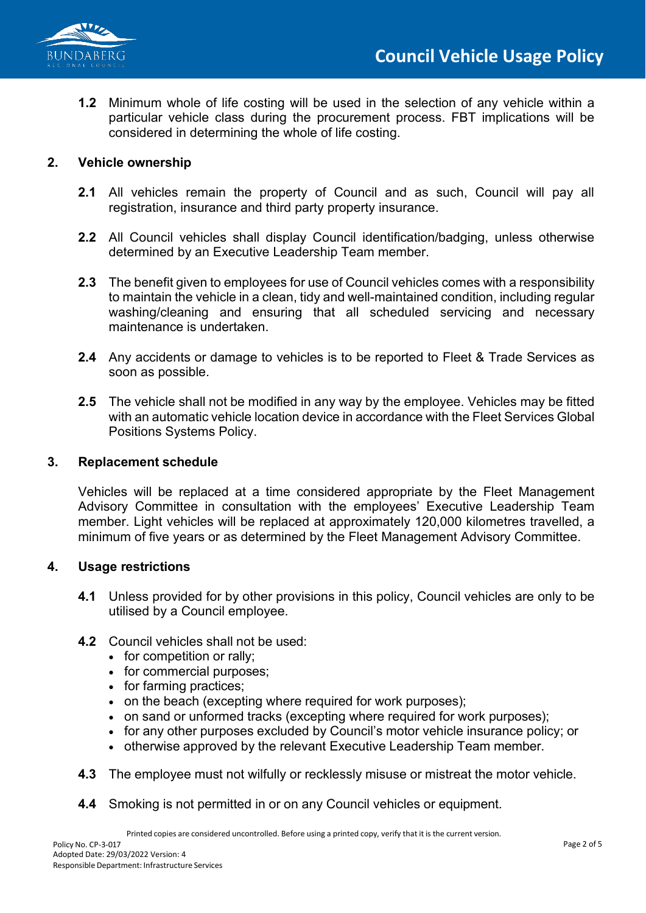**1.2** Minimum whole of life costing will be used in the selection of any vehicle within a particular vehicle class during the procurement process. FBT implications will be considered in determining the whole of life costing.

## 2. Vehicle ownership

**2.1** All vehicles remain the property of Council and as such, Council will pay all registration, insurance and third party property insurance.

**2.2** All Council vehicles shall display Council identification/badging, unless otherwise determined by an Executive Leadership Team member.

**2.3** The benefit given to employees for use of Council vehicles comes with a responsibility to maintain the vehicle in a clean, tidy and well-maintained condition, including regular washing/cleaning and ensuring that all scheduled servicing and necessary maintenance is undertaken.

**2.4** Any accidents or damage to vehicles is to be reported to Fleet & Trade Services as soon as possible.

**2.5** The vehicle shall not be modified in any way by the employee. Vehicles may be fitted with an automatic vehicle location device in accordance with the Fleet Services Global Positions Systems Policy.

## 3. Replacement schedule

Vehicles will be replaced at a time considered appropriate by the Fleet Management Advisory Committee in consultation with the employees' Executive Leadership Team member. Light vehicles will be replaced at approximately 120,000 kilometres travelled, a minimum of five years or as determined by the Fleet Management Advisory Committee.

## 4. Usage restrictions

**4.1** Unless provided for by other provisions in this policy, Council vehicles are only to be utilised by a Council employee.

**4.2** Council vehicles shall not be used:

- for competition or rally;
- for commercial purposes;
- for farming practices;
- on the beach (excepting where required for work purposes);
- on sand or unformed tracks (excepting where required for work purposes);
- for any other purposes excluded by Council's motor vehicle insurance policy; or
- otherwise approved by the relevant Executive Leadership Team member.

**4.3** The employee must not wilfully or recklessly misuse or mistreat the motor vehicle.

**4.4** Smoking is not permitted in or on any Council vehicles or equipment.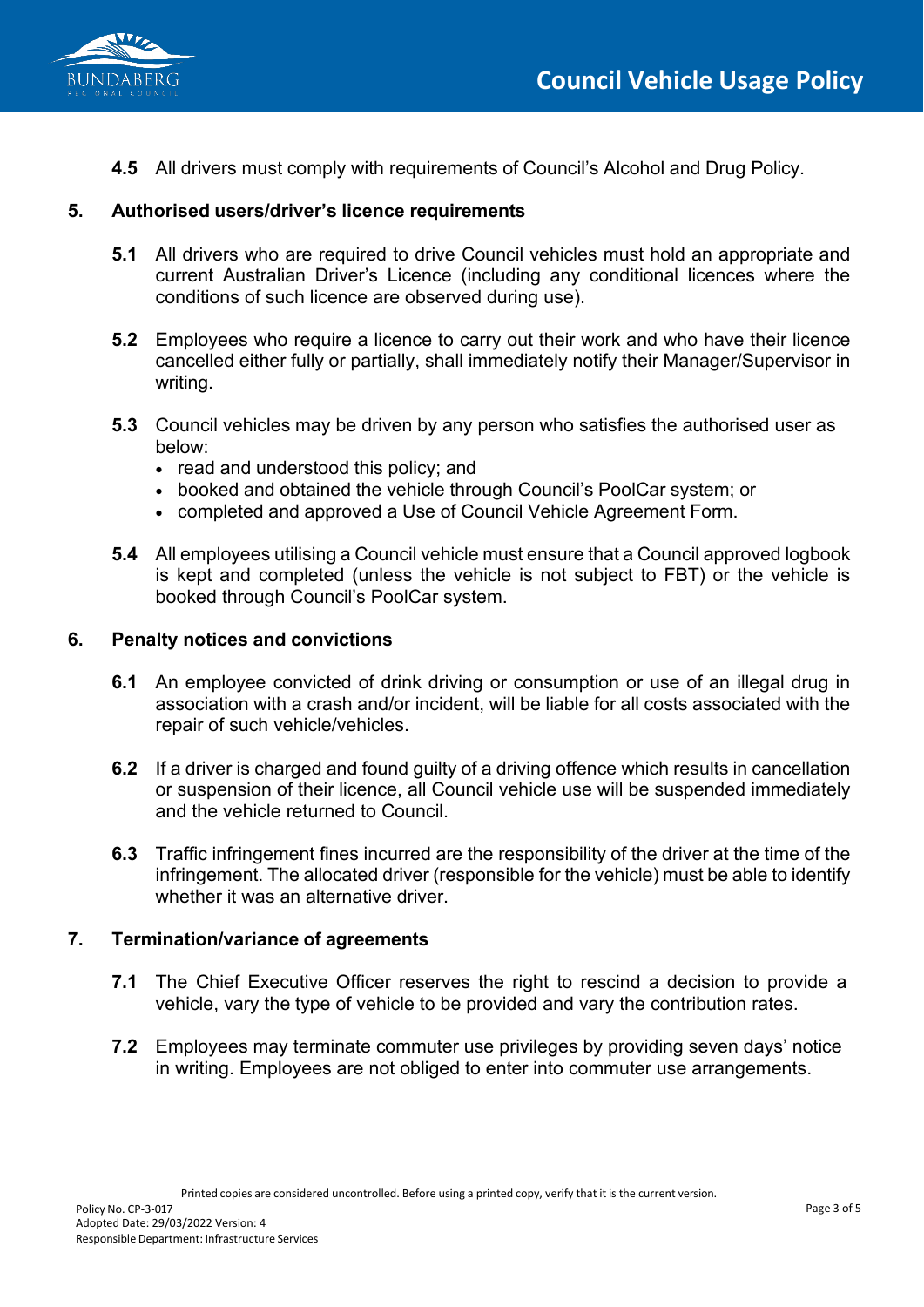**4.5** All drivers must comply with requirements of Council's Alcohol and Drug Policy.

## 5. Authorised users/driver's licence requirements

**5.1** All drivers who are required to drive Council vehicles must hold an appropriate and current Australian Driver's Licence (including any conditional licences where the conditions of such licence are observed during use).

**5.2** Employees who require a licence to carry out their work and who have their licence cancelled either fully or partially, shall immediately notify their Manager/Supervisor in writing.

**5.3** Council vehicles may be driven by any person who satisfies the authorised user as below:

- read and understood this policy; and
- booked and obtained the vehicle through Council's PoolCar system; or
- completed and approved a Use of Council Vehicle Agreement Form.

**5.4** All employees utilising a Council vehicle must ensure that a Council approved logbook is kept and completed (unless the vehicle is not subject to FBT) or the vehicle is booked through Council's PoolCar system.

## 6. Penalty notices and convictions

**6.1** An employee convicted of drink driving or consumption or use of an illegal drug in association with a crash and/or incident, will be liable for all costs associated with the repair of such vehicle/vehicles.

**6.2** If a driver is charged and found guilty of a driving offence which results in cancellation or suspension of their licence, all Council vehicle use will be suspended immediately and the vehicle returned to Council.

**6.3** Traffic infringement fines incurred are the responsibility of the driver at the time of the infringement. The allocated driver (responsible for the vehicle) must be able to identify whether it was an alternative driver.

## 7. Termination/variance of agreements

**7.1** The Chief Executive Officer reserves the right to rescind a decision to provide a vehicle, vary the type of vehicle to be provided and vary the contribution rates.

**7.2** Employees may terminate commuter use privileges by providing seven days' notice in writing. Employees are not obliged to enter into commuter use arrangements.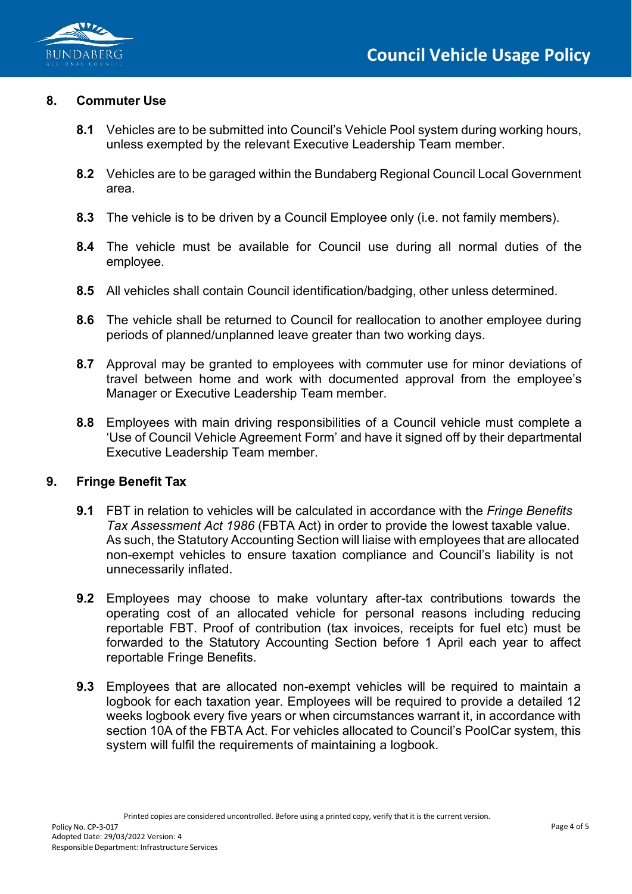## 8. Commuter Use

**8.1** Vehicles are to be submitted into Council's Vehicle Pool system during working hours, unless exempted by the relevant Executive Leadership Team member.

**8.2** Vehicles are to be garaged within the Bundaberg Regional Council Local Government area.

**8.3** The vehicle is to be driven by a Council Employee only (i.e. not family members).

**8.4** The vehicle must be available for Council use during all normal duties of the employee.

**8.5** All vehicles shall contain Council identification/badging, other unless determined.

**8.6** The vehicle shall be returned to Council for reallocation to another employee during periods of planned/unplanned leave greater than two working days.

**8.7** Approval may be granted to employees with commuter use for minor deviations of travel between home and work with documented approval from the employee's Manager or Executive Leadership Team member.

**8.8** Employees with main driving responsibilities of a Council vehicle must complete a 'Use of Council Vehicle Agreement Form' and have it signed off by their departmental Executive Leadership Team member.

## 9. Fringe Benefit Tax

**9.1** FBT in relation to vehicles will be calculated in accordance with the *Fringe Benefits Tax Assessment Act 1986* (FBTA Act) in order to provide the lowest taxable value. As such, the Statutory Accounting Section will liaise with employees that are allocated non-exempt vehicles to ensure taxation compliance and Council's liability is not unnecessarily inflated.

**9.2** Employees may choose to make voluntary after-tax contributions towards the operating cost of an allocated vehicle for personal reasons including reducing reportable FBT. Proof of contribution (tax invoices, receipts for fuel etc) must be forwarded to the Statutory Accounting Section before 1 April each year to affect reportable Fringe Benefits.

**9.3** Employees that are allocated non-exempt vehicles will be required to maintain a logbook for each taxation year. Employees will be required to provide a detailed 12 weeks logbook every five years or when circumstances warrant it, in accordance with section 10A of the FBTA Act. For vehicles allocated to Council's PoolCar system, this system will fulfil the requirements of maintaining a logbook.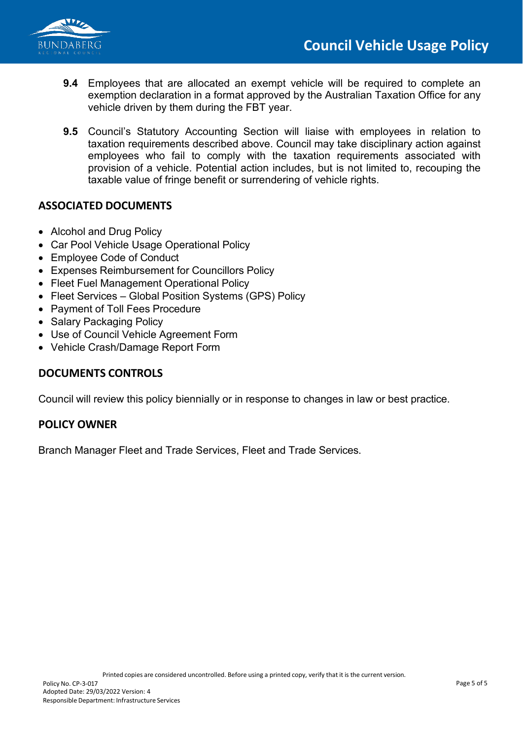**9.4** Employees that are allocated an exempt vehicle will be required to complete an exemption declaration in a format approved by the Australian Taxation Office for any vehicle driven by them during the FBT year.

**9.5** Council's Statutory Accounting Section will liaise with employees in relation to taxation requirements described above. Council may take disciplinary action against employees who fail to comply with the taxation requirements associated with provision of a vehicle. Potential action includes, but is not limited to, recouping the taxable value of fringe benefit or surrendering of vehicle rights.

## ASSOCIATED DOCUMENTS

- Alcohol and Drug Policy
- Car Pool Vehicle Usage Operational Policy
- Employee Code of Conduct
- Expenses Reimbursement for Councillors Policy
- Fleet Fuel Management Operational Policy
- Fleet Services – Global Position Systems (GPS) Policy
- Payment of Toll Fees Procedure
- Salary Packaging Policy
- Use of Council Vehicle Agreement Form
- Vehicle Crash/Damage Report Form

## DOCUMENTS CONTROLS

Council will review this policy biennially or in response to changes in law or best practice.

## POLICY OWNER

Branch Manager Fleet and Trade Services, Fleet and Trade Services.